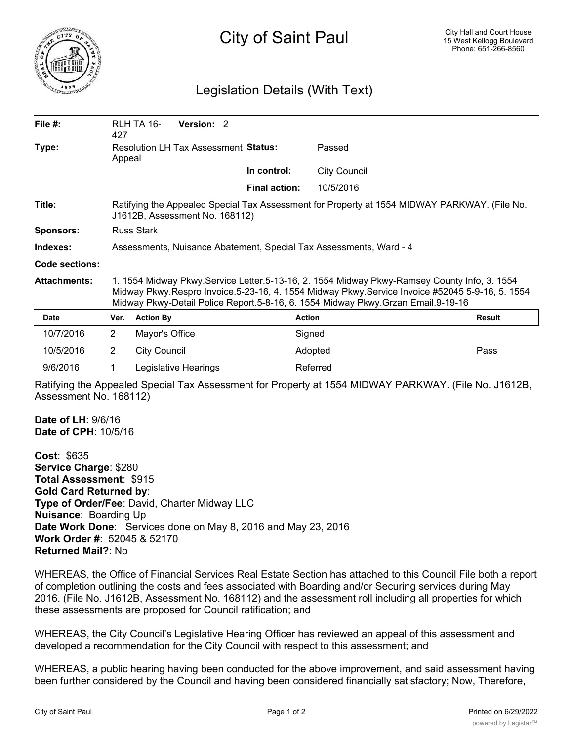# City of Saint Paul

City Hall and Court House
15 West Kellogg Boulevard
Phone: 651-266-8560

## Legislation Details (With Text)

| | | | |
|---|---|---|---|
| **File #:** | RLH TA 16-427 **Version:** 2 | | |
| **Type:** | Resolution LH Tax Assessment Appeal | **Status:** | Passed |
| | | **In control:** | City Council |
| | | **Final action:** | 10/5/2016 |

**Title:** Ratifying the Appealed Special Tax Assessment for Property at 1554 MIDWAY PARKWAY. (File No. J1612B, Assessment No. 168112)

**Sponsors:** Russ Stark

**Indexes:** Assessments, Nuisance Abatement, Special Tax Assessments, Ward - 4

**Code sections:**

**Attachments:** 1. 1554 Midway Pkwy.Service Letter.5-13-16, 2. 1554 Midway Pkwy-Ramsey County Info, 3. 1554 Midway Pkwy.Respro Invoice.5-23-16, 4. 1554 Midway Pkwy.Service Invoice #52045 5-9-16, 5. 1554 Midway Pkwy-Detail Police Report.5-8-16, 6. 1554 Midway Pkwy.Grzan Email.9-19-16

| Date | Ver. | Action By | Action | Result |
|---|---|---|---|---|
| 10/7/2016 | 2 | Mayor's Office | Signed | |
| 10/5/2016 | 2 | City Council | Adopted | Pass |
| 9/6/2016 | 1 | Legislative Hearings | Referred | |

Ratifying the Appealed Special Tax Assessment for Property at 1554 MIDWAY PARKWAY. (File No. J1612B, Assessment No. 168112)

**Date of LH**: 9/6/16
**Date of CPH**: 10/5/16

**Cost**: $635
**Service Charge**: $280
**Total Assessment**: $915
**Gold Card Returned by**:
**Type of Order/Fee**: David, Charter Midway LLC
**Nuisance**: Boarding Up
**Date Work Done**: Services done on May 8, 2016 and May 23, 2016
**Work Order #**: 52045 & 52170
**Returned Mail?**: No

WHEREAS, the Office of Financial Services Real Estate Section has attached to this Council File both a report of completion outlining the costs and fees associated with Boarding and/or Securing services during May 2016. (File No. J1612B, Assessment No. 168112) and the assessment roll including all properties for which these assessments are proposed for Council ratification; and

WHEREAS, the City Council's Legislative Hearing Officer has reviewed an appeal of this assessment and developed a recommendation for the City Council with respect to this assessment; and

WHEREAS, a public hearing having been conducted for the above improvement, and said assessment having been further considered by the Council and having been considered financially satisfactory; Now, Therefore,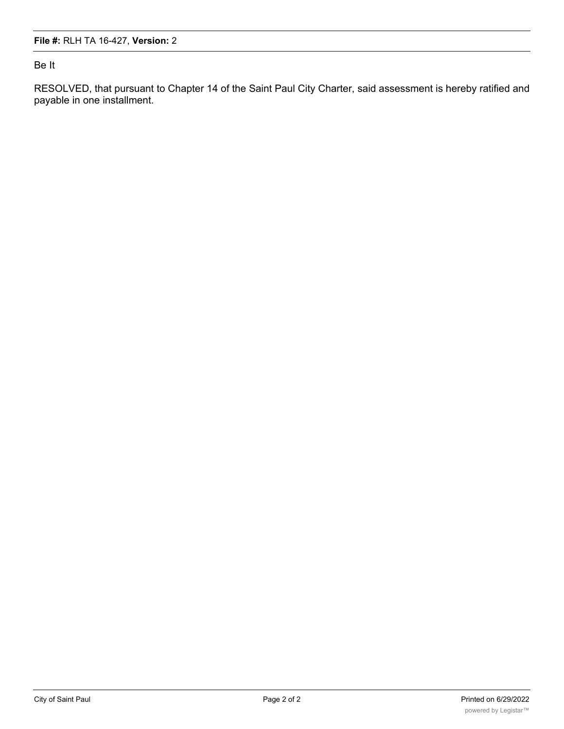Be It

RESOLVED, that pursuant to Chapter 14 of the Saint Paul City Charter, said assessment is hereby ratified and payable in one installment.